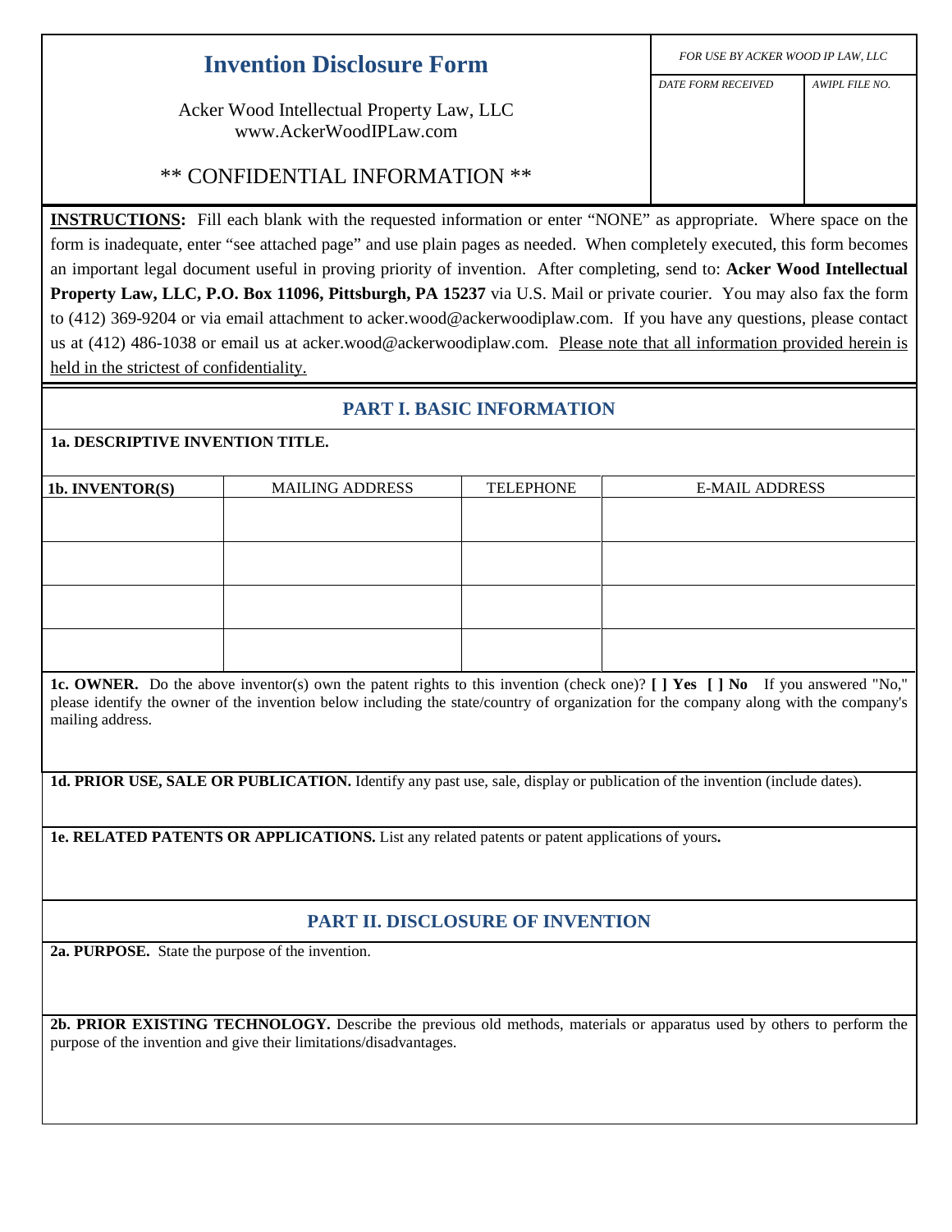# Invention Disclosure Form

Acker Wood Intellectual Property Law, LLC
www.AckerWoodIPLaw.com

** CONFIDENTIAL INFORMATION **

| *FOR USE BY ACKER WOOD IP LAW, LLC* | |
|---|---|
| *DATE FORM RECEIVED* | *AWIPL FILE NO.* |
| | |

**INSTRUCTIONS:** Fill each blank with the requested information or enter "NONE" as appropriate. Where space on the form is inadequate, enter "see attached page" and use plain pages as needed. When completely executed, this form becomes an important legal document useful in proving priority of invention. After completing, send to: **Acker Wood Intellectual Property Law, LLC, P.O. Box 11096, Pittsburgh, PA 15237** via U.S. Mail or private courier. You may also fax the form to (412) 369-9204 or via email attachment to acker.wood@ackerwoodiplaw.com. If you have any questions, please contact us at (412) 486-1038 or email us at acker.wood@ackerwoodiplaw.com. Please note that all information provided herein is held in the strictest of confidentiality.

## PART I. BASIC INFORMATION

**1a. DESCRIPTIVE INVENTION TITLE.**

| **1b. INVENTOR(S)** | MAILING ADDRESS | TELEPHONE | E-MAIL ADDRESS |
|---|---|---|---|
| | | | |
| | | | |
| | | | |
| | | | |

**1c. OWNER.** Do the above inventor(s) own the patent rights to this invention (check one)? **[ ] Yes [ ] No** If you answered "No," please identify the owner of the invention below including the state/country of organization for the company along with the company's mailing address.

**1d. PRIOR USE, SALE OR PUBLICATION.** Identify any past use, sale, display or publication of the invention (include dates).

**1e. RELATED PATENTS OR APPLICATIONS.** List any related patents or patent applications of yours**.**

## PART II. DISCLOSURE OF INVENTION

**2a. PURPOSE.** State the purpose of the invention.

**2b. PRIOR EXISTING TECHNOLOGY.** Describe the previous old methods, materials or apparatus used by others to perform the purpose of the invention and give their limitations/disadvantages.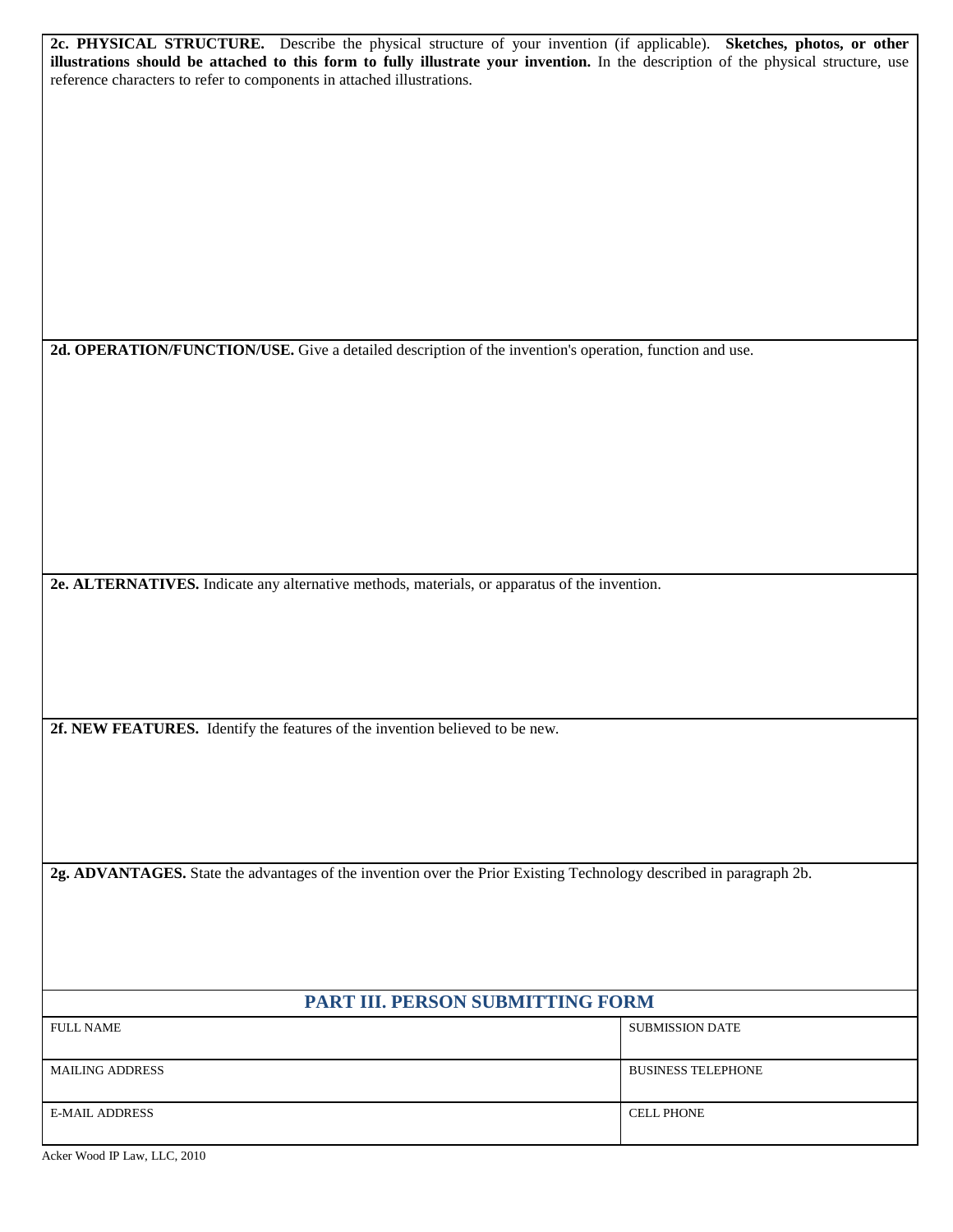**2c. PHYSICAL STRUCTURE.** Describe the physical structure of your invention (if applicable). **Sketches, photos, or other illustrations should be attached to this form to fully illustrate your invention.** In the description of the physical structure, use reference characters to refer to components in attached illustrations.

**2d. OPERATION/FUNCTION/USE.** Give a detailed description of the invention's operation, function and use.

**2e. ALTERNATIVES.** Indicate any alternative methods, materials, or apparatus of the invention.

**2f. NEW FEATURES.** Identify the features of the invention believed to be new.

**2g. ADVANTAGES.** State the advantages of the invention over the Prior Existing Technology described in paragraph 2b.

## PART III. PERSON SUBMITTING FORM

| | |
|---|---|
| FULL NAME | SUBMISSION DATE |
| MAILING ADDRESS | BUSINESS TELEPHONE |
| E-MAIL ADDRESS | CELL PHONE |

Acker Wood IP Law, LLC, 2010